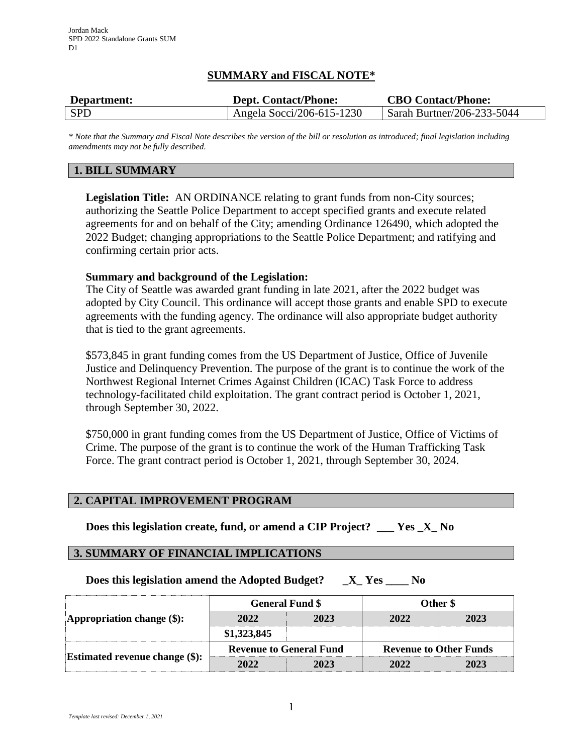Jordan Mack
SPD 2022 Standalone Grants SUM
D1

# SUMMARY and FISCAL NOTE*

| Department: | Dept. Contact/Phone: | CBO Contact/Phone: |
|---|---|---|
| SPD | Angela Socci/206-615-1230 | Sarah Burtner/206-233-5044 |

*\* Note that the Summary and Fiscal Note describes the version of the bill or resolution as introduced; final legislation including amendments may not be fully described.*

## 1. BILL SUMMARY

**Legislation Title:** AN ORDINANCE relating to grant funds from non-City sources; authorizing the Seattle Police Department to accept specified grants and execute related agreements for and on behalf of the City; amending Ordinance 126490, which adopted the 2022 Budget; changing appropriations to the Seattle Police Department; and ratifying and confirming certain prior acts.

**Summary and background of the Legislation:**
The City of Seattle was awarded grant funding in late 2021, after the 2022 budget was adopted by City Council. This ordinance will accept those grants and enable SPD to execute agreements with the funding agency. The ordinance will also appropriate budget authority that is tied to the grant agreements.

$573,845 in grant funding comes from the US Department of Justice, Office of Juvenile Justice and Delinquency Prevention. The purpose of the grant is to continue the work of the Northwest Regional Internet Crimes Against Children (ICAC) Task Force to address technology-facilitated child exploitation. The grant contract period is October 1, 2021, through September 30, 2022.

$750,000 in grant funding comes from the US Department of Justice, Office of Victims of Crime. The purpose of the grant is to continue the work of the Human Trafficking Task Force. The grant contract period is October 1, 2021, through September 30, 2024.

## 2. CAPITAL IMPROVEMENT PROGRAM

**Does this legislation create, fund, or amend a CIP Project? ___ Yes _X_ No**

## 3. SUMMARY OF FINANCIAL IMPLICATIONS

**Does this legislation amend the Adopted Budget? _X_ Yes ____ No**

| | General Fund $ | | Other $ | |
|---|---|---|---|---|
| **Appropriation change ($):** | **2022** | **2023** | **2022** | **2023** |
| | **$1,323,845** | | | |
| **Estimated revenue change ($):** | **Revenue to General Fund** | | **Revenue to Other Funds** | |
| | **2022** | **2023** | **2022** | **2023** |

*Template last revised: December 1, 2021*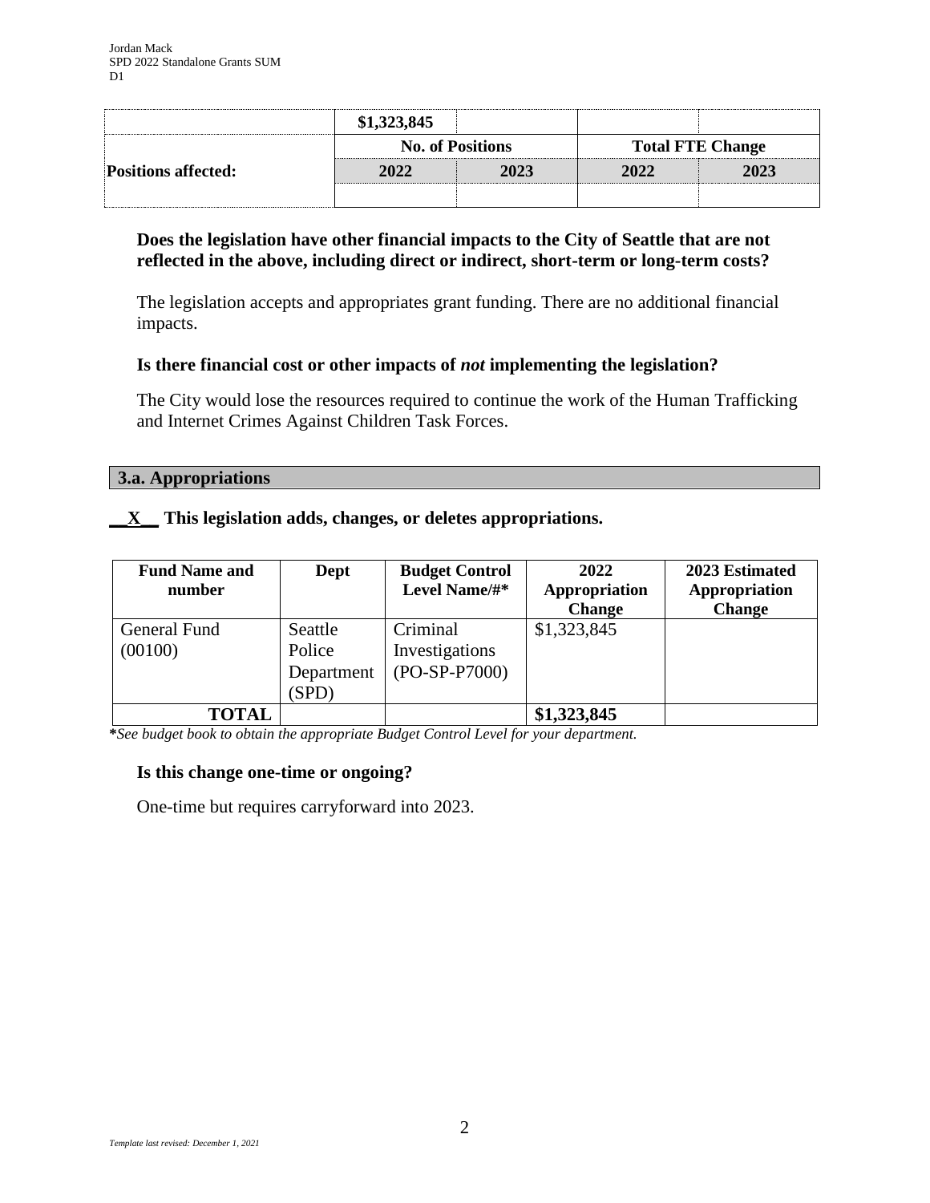| | $1,323,845 | | | |
|---|---|---|---|---|
| | **No. of Positions** | | **Total FTE Change** | |
| **Positions affected:** | **2022** | **2023** | **2022** | **2023** |
| | | | | |

**Does the legislation have other financial impacts to the City of Seattle that are not reflected in the above, including direct or indirect, short-term or long-term costs?**

The legislation accepts and appropriates grant funding. There are no additional financial impacts.

**Is there financial cost or other impacts of *not* implementing the legislation?**

The City would lose the resources required to continue the work of the Human Trafficking and Internet Crimes Against Children Task Forces.

### 3.a. Appropriations

**__X__ This legislation adds, changes, or deletes appropriations.**

| Fund Name and number | Dept | Budget Control Level Name/#* | 2022 Appropriation Change | 2023 Estimated Appropriation Change |
|---|---|---|---|---|
| General Fund (00100) | Seattle Police Department (SPD) | Criminal Investigations (PO-SP-P7000) | $1,323,845 | |
| **TOTAL** | | | **$1,323,845** | |

***See budget book to obtain the appropriate Budget Control Level for your department.***

**Is this change one-time or ongoing?**

One-time but requires carryforward into 2023.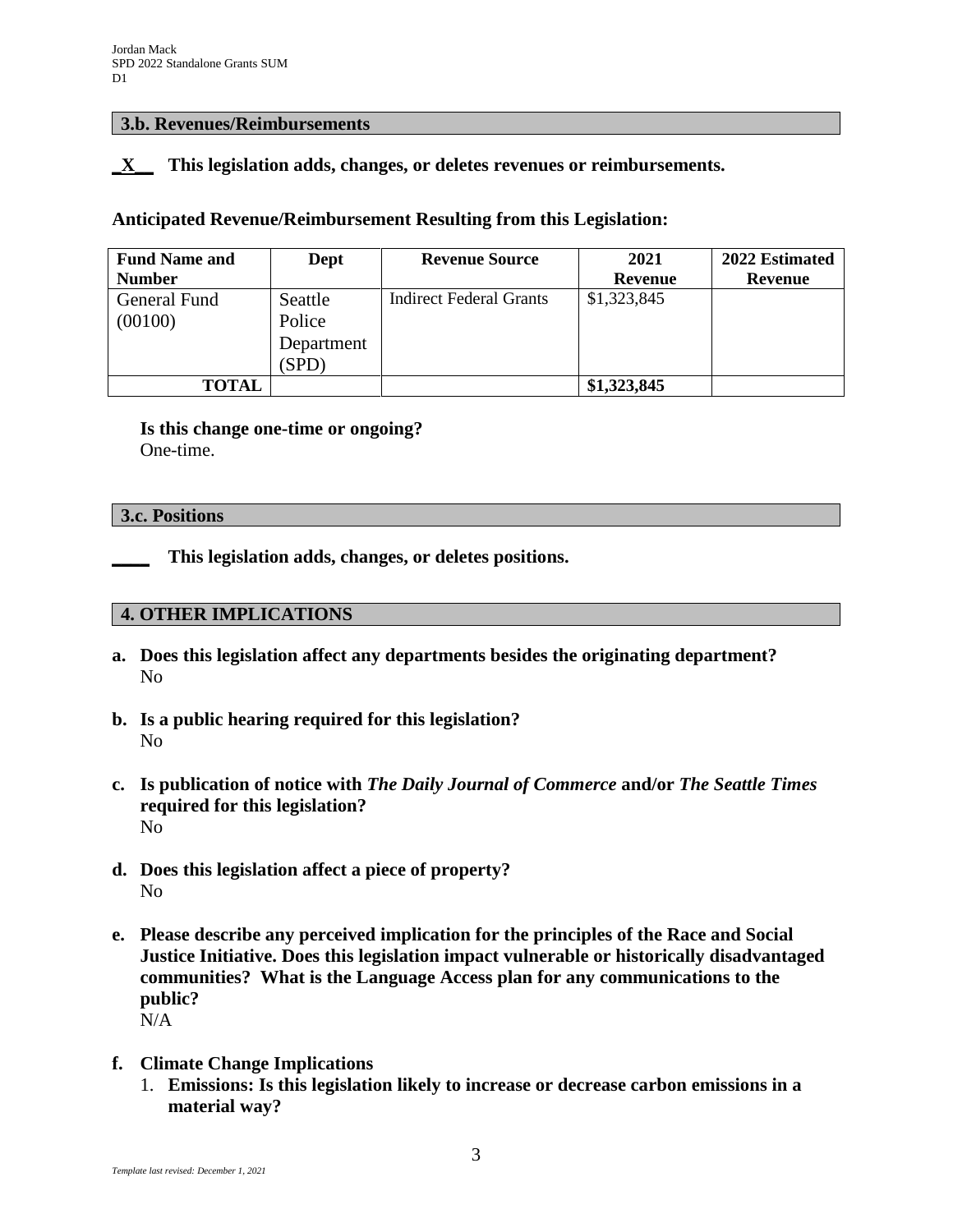### 3.b. Revenues/Reimbursements

**_X__ This legislation adds, changes, or deletes revenues or reimbursements.**

**Anticipated Revenue/Reimbursement Resulting from this Legislation:**

| Fund Name and Number | Dept | Revenue Source | 2021 Revenue | 2022 Estimated Revenue |
|---|---|---|---|---|
| General Fund (00100) | Seattle Police Department (SPD) | Indirect Federal Grants | $1,323,845 | |
| **TOTAL** | | | **$1,323,845** | |

**Is this change one-time or ongoing?**
One-time.

### 3.c. Positions

**____ This legislation adds, changes, or deletes positions.**

### 4. OTHER IMPLICATIONS

a. **Does this legislation affect any departments besides the originating department?**
   No

b. **Is a public hearing required for this legislation?**
   No

c. **Is publication of notice with *The Daily Journal of Commerce* and/or *The Seattle Times* required for this legislation?**
   No

d. **Does this legislation affect a piece of property?**
   No

e. **Please describe any perceived implication for the principles of the Race and Social Justice Initiative. Does this legislation impact vulnerable or historically disadvantaged communities? What is the Language Access plan for any communications to the public?**
   N/A

f. **Climate Change Implications**
   1. **Emissions: Is this legislation likely to increase or decrease carbon emissions in a material way?**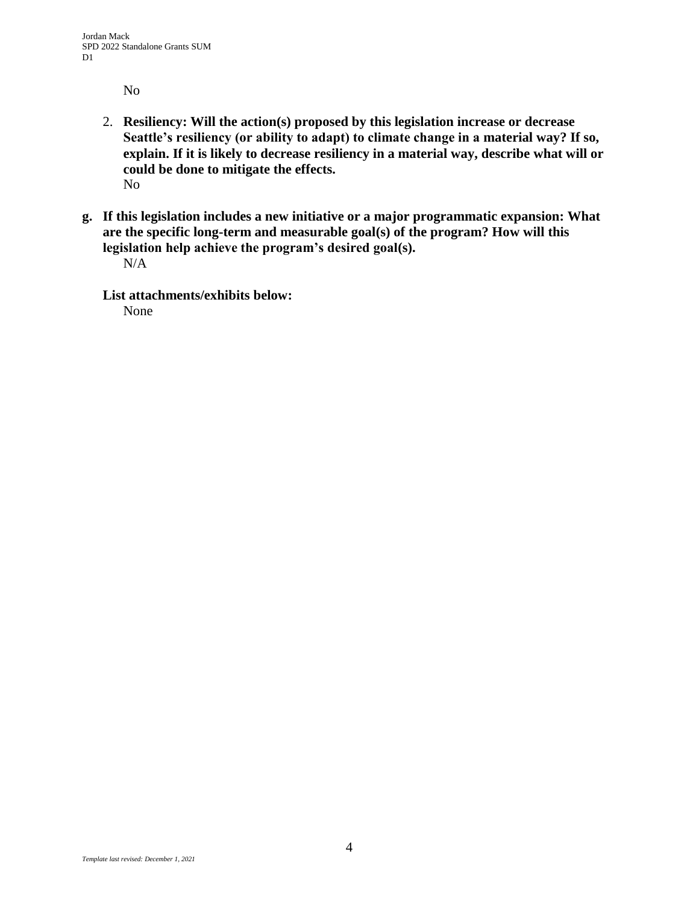No

2. **Resiliency: Will the action(s) proposed by this legislation increase or decrease Seattle's resiliency (or ability to adapt) to climate change in a material way? If so, explain. If it is likely to decrease resiliency in a material way, describe what will or could be done to mitigate the effects.**
   No

**g. If this legislation includes a new initiative or a major programmatic expansion: What are the specific long-term and measurable goal(s) of the program? How will this legislation help achieve the program's desired goal(s).**
N/A

**List attachments/exhibits below:**
None